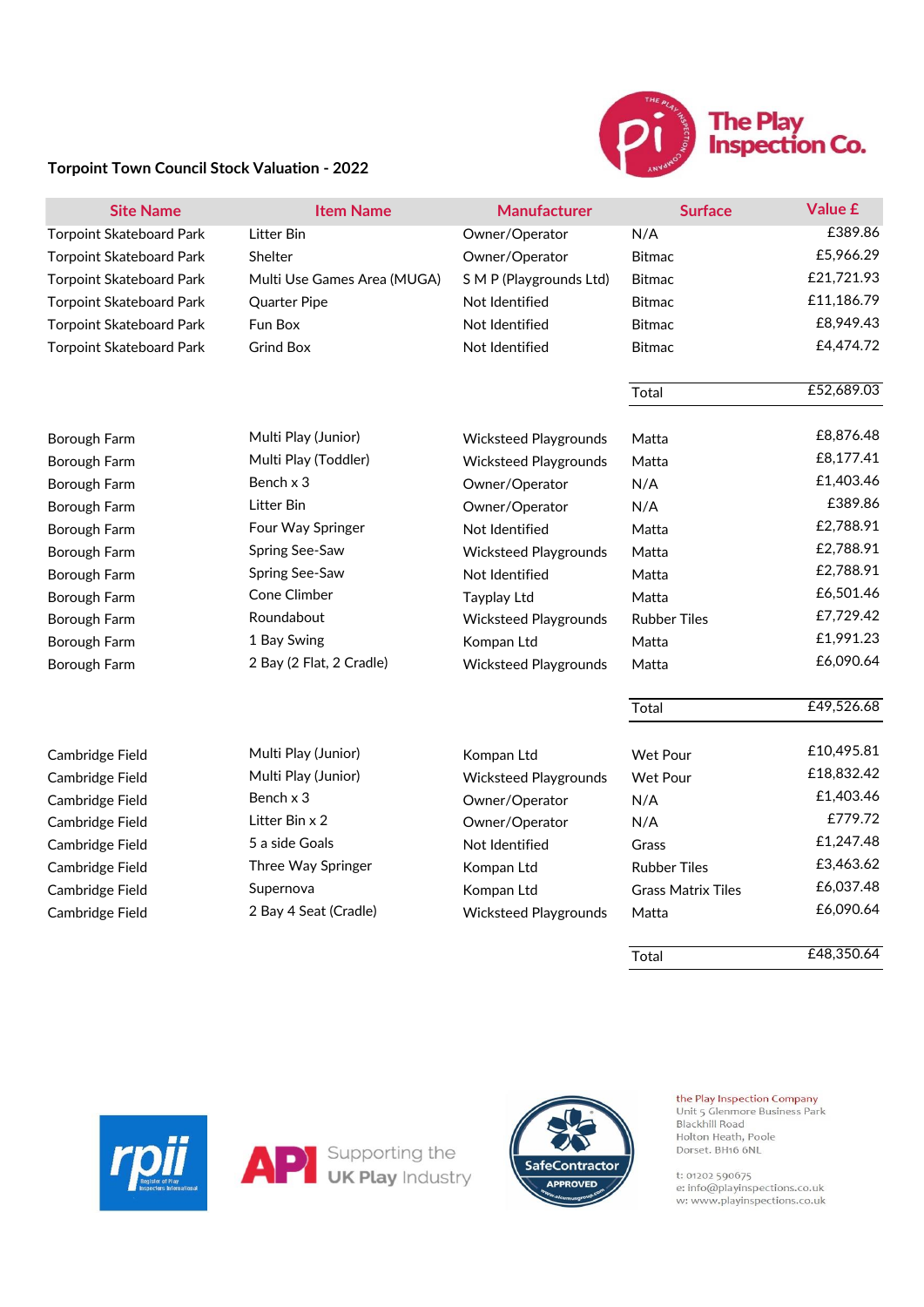The Play Inspection Co.

## Torpoint Town Council Stock Valuation - 2022

| Site Name | Item Name | Manufacturer | Surface | Value £ |
|---|---|---|---|---|
| Torpoint Skateboard Park | Litter Bin | Owner/Operator | N/A | £389.86 |
| Torpoint Skateboard Park | Shelter | Owner/Operator | Bitmac | £5,966.29 |
| Torpoint Skateboard Park | Multi Use Games Area (MUGA) | S M P (Playgrounds Ltd) | Bitmac | £21,721.93 |
| Torpoint Skateboard Park | Quarter Pipe | Not Identified | Bitmac | £11,186.79 |
| Torpoint Skateboard Park | Fun Box | Not Identified | Bitmac | £8,949.43 |
| Torpoint Skateboard Park | Grind Box | Not Identified | Bitmac | £4,474.72 |
| | | | Total | £52,689.03 |
| Borough Farm | Multi Play (Junior) | Wicksteed Playgrounds | Matta | £8,876.48 |
| Borough Farm | Multi Play (Toddler) | Wicksteed Playgrounds | Matta | £8,177.41 |
| Borough Farm | Bench x 3 | Owner/Operator | N/A | £1,403.46 |
| Borough Farm | Litter Bin | Owner/Operator | N/A | £389.86 |
| Borough Farm | Four Way Springer | Not Identified | Matta | £2,788.91 |
| Borough Farm | Spring See-Saw | Wicksteed Playgrounds | Matta | £2,788.91 |
| Borough Farm | Spring See-Saw | Not Identified | Matta | £2,788.91 |
| Borough Farm | Cone Climber | Tayplay Ltd | Matta | £6,501.46 |
| Borough Farm | Roundabout | Wicksteed Playgrounds | Rubber Tiles | £7,729.42 |
| Borough Farm | 1 Bay Swing | Kompan Ltd | Matta | £1,991.23 |
| Borough Farm | 2 Bay (2 Flat, 2 Cradle) | Wicksteed Playgrounds | Matta | £6,090.64 |
| | | | Total | £49,526.68 |
| Cambridge Field | Multi Play (Junior) | Kompan Ltd | Wet Pour | £10,495.81 |
| Cambridge Field | Multi Play (Junior) | Wicksteed Playgrounds | Wet Pour | £18,832.42 |
| Cambridge Field | Bench x 3 | Owner/Operator | N/A | £1,403.46 |
| Cambridge Field | Litter Bin x 2 | Owner/Operator | N/A | £779.72 |
| Cambridge Field | 5 a side Goals | Not Identified | Grass | £1,247.48 |
| Cambridge Field | Three Way Springer | Kompan Ltd | Rubber Tiles | £3,463.62 |
| Cambridge Field | Supernova | Kompan Ltd | Grass Matrix Tiles | £6,037.48 |
| Cambridge Field | 2 Bay 4 Seat (Cradle) | Wicksteed Playgrounds | Matta | £6,090.64 |
| | | | Total | £48,350.64 |

rpii Register of Play Inspectors International

API Supporting the UK Play Industry

SafeContractor APPROVED

the Play Inspection Company
Unit 5 Glenmore Business Park
Blackhill Road
Holton Heath, Poole
Dorset. BH16 6NL

t: 01202 590675
e: info@playinspections.co.uk
w: www.playinspections.co.uk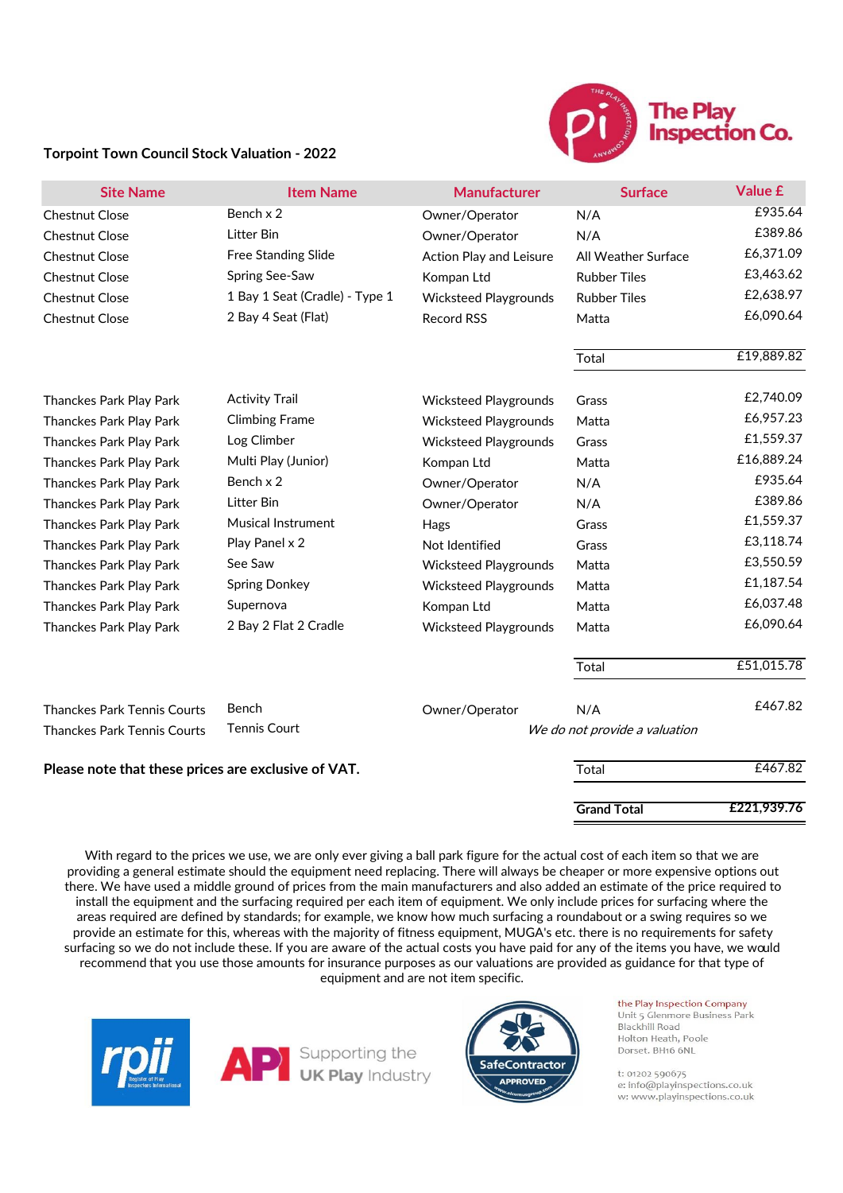## Torpoint Town Council Stock Valuation - 2022

The Play Inspection Co.

| Site Name | Item Name | Manufacturer | Surface | Value £ |
|---|---|---|---|---|
| Chestnut Close | Bench x 2 | Owner/Operator | N/A | £935.64 |
| Chestnut Close | Litter Bin | Owner/Operator | N/A | £389.86 |
| Chestnut Close | Free Standing Slide | Action Play and Leisure | All Weather Surface | £6,371.09 |
| Chestnut Close | Spring See-Saw | Kompan Ltd | Rubber Tiles | £3,463.62 |
| Chestnut Close | 1 Bay 1 Seat (Cradle) - Type 1 | Wicksteed Playgrounds | Rubber Tiles | £2,638.97 |
| Chestnut Close | 2 Bay 4 Seat (Flat) | Record RSS | Matta | £6,090.64 |
| | | | Total | £19,889.82 |
| Thanckes Park Play Park | Activity Trail | Wicksteed Playgrounds | Grass | £2,740.09 |
| Thanckes Park Play Park | Climbing Frame | Wicksteed Playgrounds | Matta | £6,957.23 |
| Thanckes Park Play Park | Log Climber | Wicksteed Playgrounds | Grass | £1,559.37 |
| Thanckes Park Play Park | Multi Play (Junior) | Kompan Ltd | Matta | £16,889.24 |
| Thanckes Park Play Park | Bench x 2 | Owner/Operator | N/A | £935.64 |
| Thanckes Park Play Park | Litter Bin | Owner/Operator | N/A | £389.86 |
| Thanckes Park Play Park | Musical Instrument | Hags | Grass | £1,559.37 |
| Thanckes Park Play Park | Play Panel x 2 | Not Identified | Grass | £3,118.74 |
| Thanckes Park Play Park | See Saw | Wicksteed Playgrounds | Matta | £3,550.59 |
| Thanckes Park Play Park | Spring Donkey | Wicksteed Playgrounds | Matta | £1,187.54 |
| Thanckes Park Play Park | Supernova | Kompan Ltd | Matta | £6,037.48 |
| Thanckes Park Play Park | 2 Bay 2 Flat 2 Cradle | Wicksteed Playgrounds | Matta | £6,090.64 |
| | | | Total | £51,015.78 |
| Thanckes Park Tennis Courts | Bench | Owner/Operator | N/A | £467.82 |
| Thanckes Park Tennis Courts | Tennis Court | *We do not provide a valuation* | | |
| | | | Total | £467.82 |
| | | | **Grand Total** | **£221,939.76** |

**Please note that these prices are exclusive of VAT.**

With regard to the prices we use, we are only ever giving a ball park figure for the actual cost of each item so that we are providing a general estimate should the equipment need replacing. There will always be cheaper or more expensive options out there. We have used a middle ground of prices from the main manufacturers and also added an estimate of the price required to install the equipment and the surfacing required per each item of equipment. We only include prices for surfacing where the areas required are defined by standards; for example, we know how much surfacing a roundabout or a swing requires so we provide an estimate for this, whereas with the majority of fitness equipment, MUGA's etc. there is no requirements for safety surfacing so we do not include these. If you are aware of the actual costs you have paid for any of the items you have, we would recommend that you use those amounts for insurance purposes as our valuations are provided as guidance for that type of equipment and are not item specific.

the Play Inspection Company
Unit 5 Glenmore Business Park
Blackhill Road
Holton Heath, Poole
Dorset. BH16 6NL

t: 01202 590675
e: info@playinspections.co.uk
w: www.playinspections.co.uk